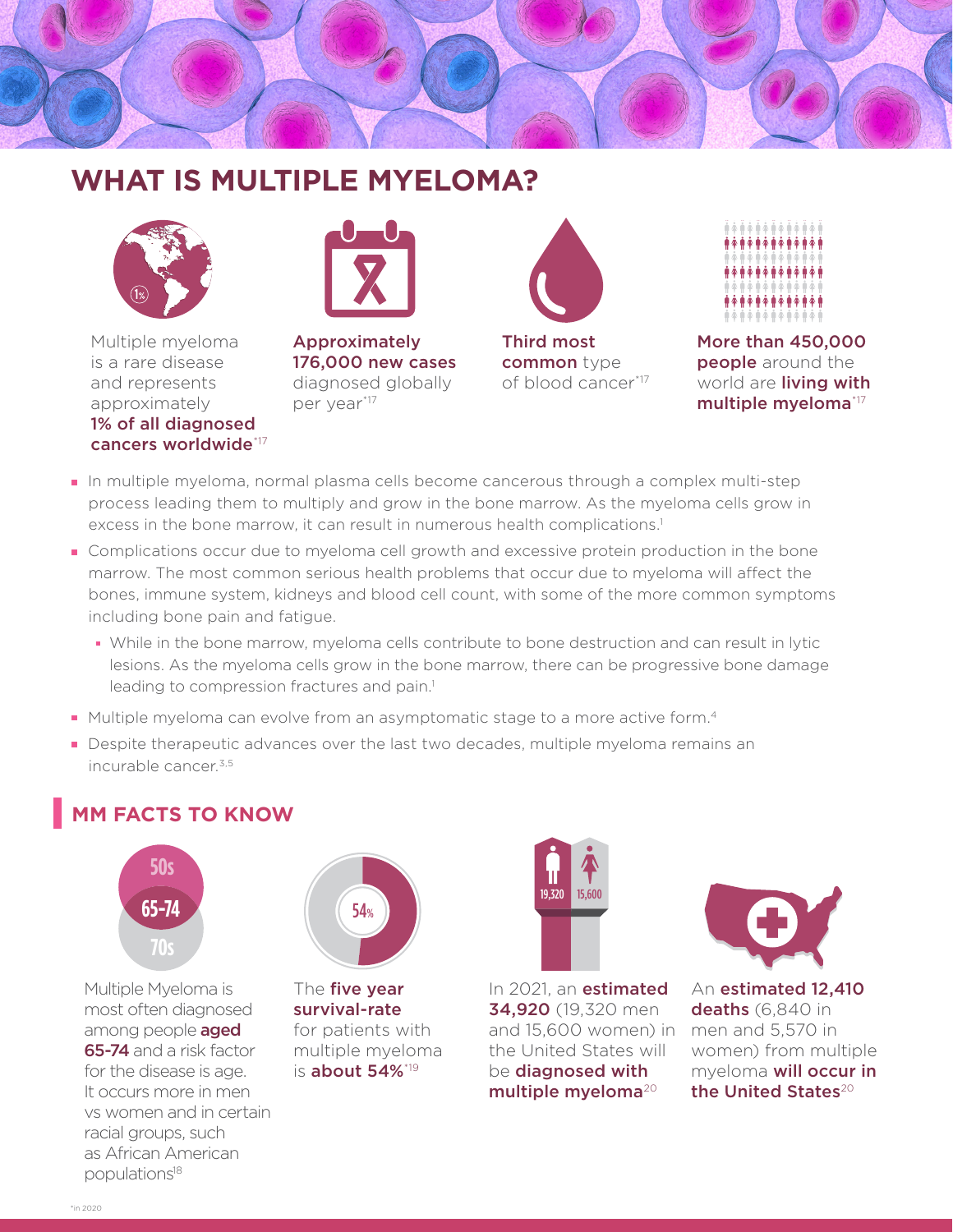# WHAT IS MULTIPLE MYELOMA?

Multiple myeloma is a rare disease and represents approximately **1% of all diagnosed cancers worldwide***[17]

**Approximately 176,000 new cases** diagnosed globally per year*[17]

**Third most common** type of blood cancer*[17]

**More than 450,000 people** around the world are **living with multiple myeloma***[17]

- In multiple myeloma, normal plasma cells become cancerous through a complex multi-step process leading them to multiply and grow in the bone marrow. As the myeloma cells grow in excess in the bone marrow, it can result in numerous health complications.[1]
- Complications occur due to myeloma cell growth and excessive protein production in the bone marrow. The most common serious health problems that occur due to myeloma will affect the bones, immune system, kidneys and blood cell count, with some of the more common symptoms including bone pain and fatigue.
  - While in the bone marrow, myeloma cells contribute to bone destruction and can result in lytic lesions. As the myeloma cells grow in the bone marrow, there can be progressive bone damage leading to compression fractures and pain.[1]
- Multiple myeloma can evolve from an asymptomatic stage to a more active form.[4]
- Despite therapeutic advances over the last two decades, multiple myeloma remains an incurable cancer.[3,5]

## MM FACTS TO KNOW

50s
65-74
70s

Multiple Myeloma is most often diagnosed among people **aged 65-74** and a risk factor for the disease is age. It occurs more in men vs women and in certain racial groups, such as African American populations[18]

54%

The **five year survival-rate** for patients with multiple myeloma is **about 54%***[19]

19,320 15,600

In 2021, an **estimated 34,920** (19,320 men and 15,600 women) in the United States will be **diagnosed with multiple myeloma**[20]

An **estimated 12,410 deaths** (6,840 in men and 5,570 in women) from multiple myeloma **will occur in the United States**[20]

*in 2020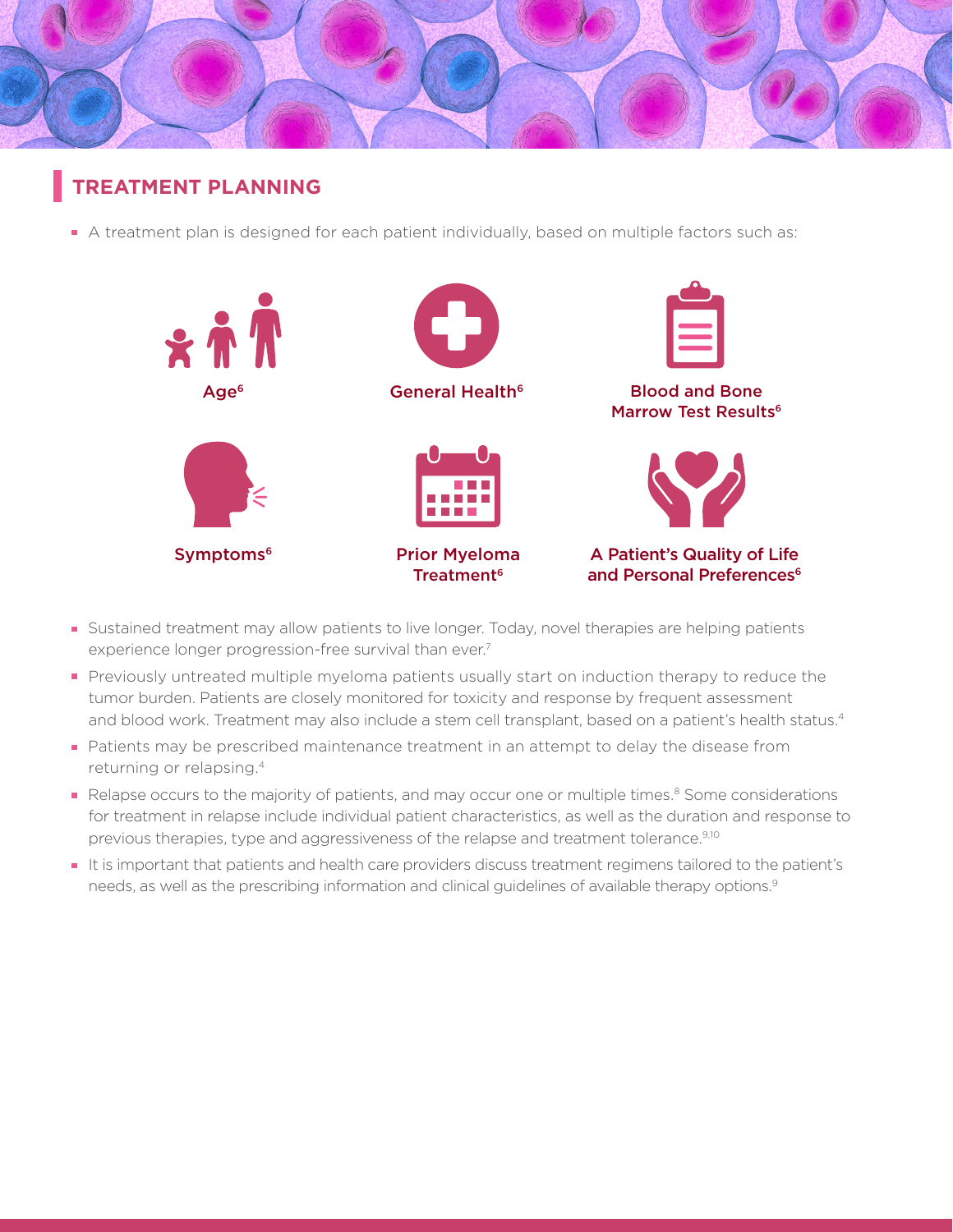## TREATMENT PLANNING

- A treatment plan is designed for each patient individually, based on multiple factors such as:

  - Age[6]
  - General Health[6]
  - Blood and Bone Marrow Test Results[6]
  - Symptoms[6]
  - Prior Myeloma Treatment[6]
  - A Patient's Quality of Life and Personal Preferences[6]

- Sustained treatment may allow patients to live longer. Today, novel therapies are helping patients experience longer progression-free survival than ever.[7]
- Previously untreated multiple myeloma patients usually start on induction therapy to reduce the tumor burden. Patients are closely monitored for toxicity and response by frequent assessment and blood work. Treatment may also include a stem cell transplant, based on a patient's health status.[4]
- Patients may be prescribed maintenance treatment in an attempt to delay the disease from returning or relapsing.[4]
- Relapse occurs to the majority of patients, and may occur one or multiple times.[8] Some considerations for treatment in relapse include individual patient characteristics, as well as the duration and response to previous therapies, type and aggressiveness of the relapse and treatment tolerance.[9,10]
- It is important that patients and health care providers discuss treatment regimens tailored to the patient's needs, as well as the prescribing information and clinical guidelines of available therapy options.[9]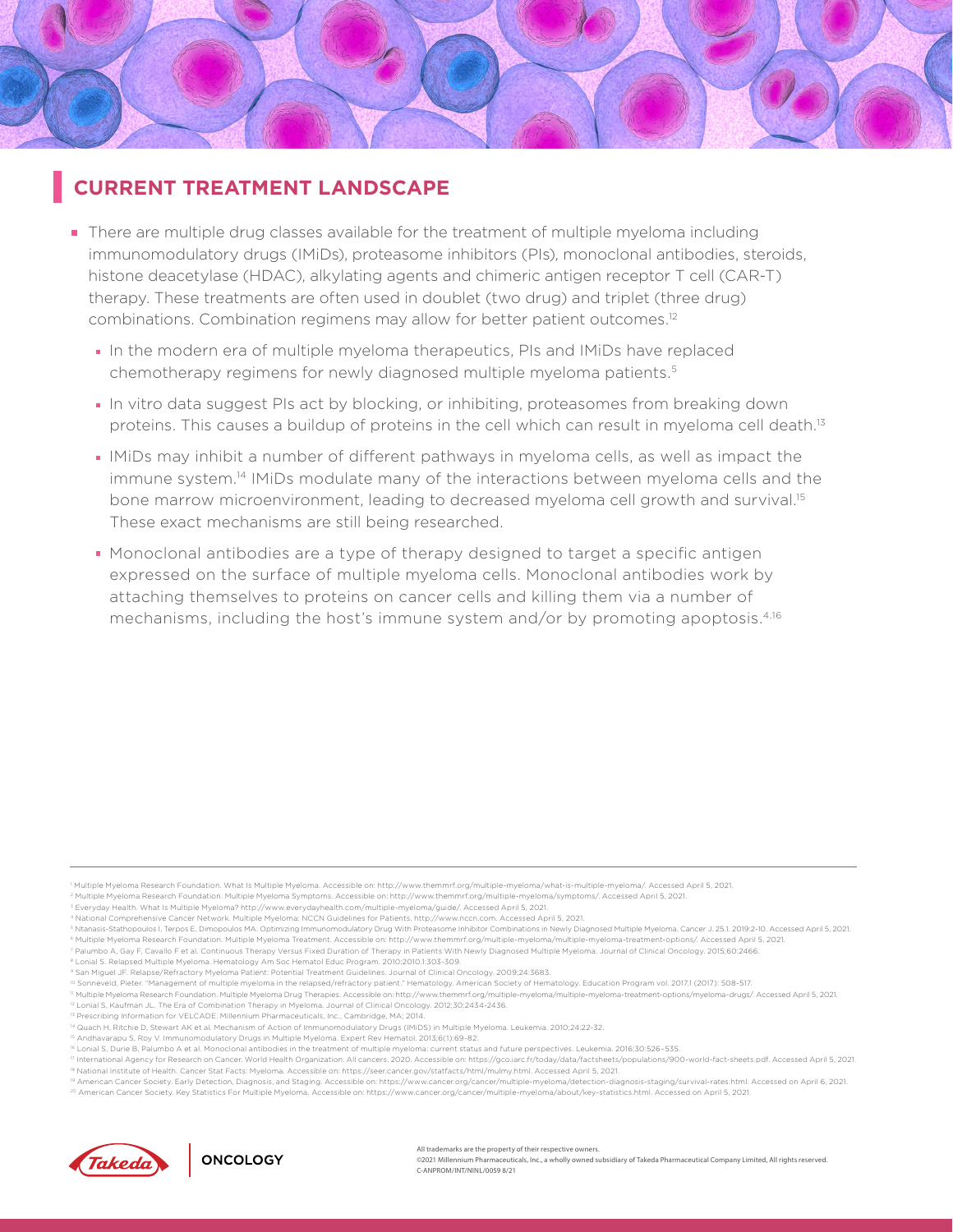## CURRENT TREATMENT LANDSCAPE

- There are multiple drug classes available for the treatment of multiple myeloma including immunomodulatory drugs (IMiDs), proteasome inhibitors (PIs), monoclonal antibodies, steroids, histone deacetylase (HDAC), alkylating agents and chimeric antigen receptor T cell (CAR-T) therapy. These treatments are often used in doublet (two drug) and triplet (three drug) combinations. Combination regimens may allow for better patient outcomes.[12]
  - In the modern era of multiple myeloma therapeutics, PIs and IMiDs have replaced chemotherapy regimens for newly diagnosed multiple myeloma patients.[5]
  - In vitro data suggest PIs act by blocking, or inhibiting, proteasomes from breaking down proteins. This causes a buildup of proteins in the cell which can result in myeloma cell death.[13]
  - IMiDs may inhibit a number of different pathways in myeloma cells, as well as impact the immune system.[14] IMiDs modulate many of the interactions between myeloma cells and the bone marrow microenvironment, leading to decreased myeloma cell growth and survival.[15] These exact mechanisms are still being researched.
  - Monoclonal antibodies are a type of therapy designed to target a specific antigen expressed on the surface of multiple myeloma cells. Monoclonal antibodies work by attaching themselves to proteins on cancer cells and killing them via a number of mechanisms, including the host's immune system and/or by promoting apoptosis.[4,16]

---

1. Multiple Myeloma Research Foundation. What Is Multiple Myeloma. Accessible on: http://www.themmrf.org/multiple-myeloma/what-is-multiple-myeloma/. Accessed April 5, 2021.
2. Multiple Myeloma Research Foundation. Multiple Myeloma Symptoms. Accessible on: http://www.themmrf.org/multiple-myeloma/symptoms/. Accessed April 5, 2021.
3. Everyday Health. What Is Multiple Myeloma? http://www.everydayhealth.com/multiple-myeloma/guide/. Accessed April 5, 2021.
4. National Comprehensive Cancer Network. Multiple Myeloma: NCCN Guidelines for Patients. http://www.nccn.com. Accessed April 5, 2021.
5. Ntanasis-Stathopoulos I, Terpos E, Dimopoulos MA. Optimizing Immunomodulatory Drug With Proteasome Inhibitor Combinations in Newly Diagnosed Multiple Myeloma. Cancer J. 25.1. 2019:2-10. Accessed April 5, 2021.
6. Multiple Myeloma Research Foundation. Multiple Myeloma Treatment. Accessible on: http://www.themmrf.org/multiple-myeloma/multiple-myeloma-treatment-options/. Accessed April 5, 2021.
7. Palumbo A, Gay F, Cavallo F et al. Continuous Therapy Versus Fixed Duration of Therapy in Patients With Newly Diagnosed Multiple Myeloma. Journal of Clinical Oncology. 2015;60:2466.
8. Lonial S. Relapsed Multiple Myeloma. Hematology Am Soc Hematol Educ Program. 2010;2010.1:303-309.
9. San Miguel JF. Relapse/Refractory Myeloma Patient: Potential Treatment Guidelines. Journal of Clinical Oncology. 2009;24:3683.
10. Sonneveld, Pieter. "Management of multiple myeloma in the relapsed/refractory patient." Hematology. American Society of Hematology. Education Program vol. 2017,1 (2017): 508-517.
11. Multiple Myeloma Research Foundation. Multiple Myeloma Drug Therapies. Accessible on: http://www.themmrf.org/multiple-myeloma/multiple-myeloma-treatment-options/myeloma-drugs/. Accessed April 5, 2021.
12. Lonial S, Kaufman JL. The Era of Combination Therapy in Myeloma. Journal of Clinical Oncology. 2012;30:2434-2436.
13. Prescribing Information for VELCADE. Millennium Pharmaceuticals, Inc., Cambridge, MA; 2014.
14. Quach H, Ritchie D, Stewart AK et al. Mechanism of Action of Immunomodulatory Drugs (IMiDS) in Multiple Myeloma. Leukemia. 2010;24:22-32.
15. Andhavarapu S, Roy V. Immunomodulatory Drugs in Multiple Myeloma. Expert Rev Hematol. 2013;6(1):69-82.
16. Lonial S, Durie B, Palumbo A et al. Monoclonal antibodies in the treatment of multiple myeloma: current status and future perspectives. Leukemia. 2016;30:526–535.
17. International Agency for Research on Cancer. World Health Organization. All cancers. 2020. Accessible on: https://gco.iarc.fr/today/data/factsheets/populations/900-world-fact-sheets.pdf. Accessed April 5, 2021.
18. National Institute of Health. Cancer Stat Facts: Myeloma. Accessible on: https://seer.cancer.gov/statfacts/html/mulmy.html. Accessed April 5, 2021.
19. American Cancer Society. Early Detection, Diagnosis, and Staging. Accessible on: https://www.cancer.org/cancer/multiple-myeloma/detection-diagnosis-staging/survival-rates.html. Accessed on April 6, 2021.
20. American Cancer Society. Key Statistics For Multiple Myeloma. Accessible on: https://www.cancer.org/cancer/multiple-myeloma/about/key-statistics.html. Accessed on April 5, 2021.

Takeda ONCOLOGY

All trademarks are the property of their respective owners.
©2021 Millennium Pharmaceuticals, Inc., a wholly owned subsidiary of Takeda Pharmaceutical Company Limited, All rights reserved.
C-ANPROM/INT/NINL/0059 8/21